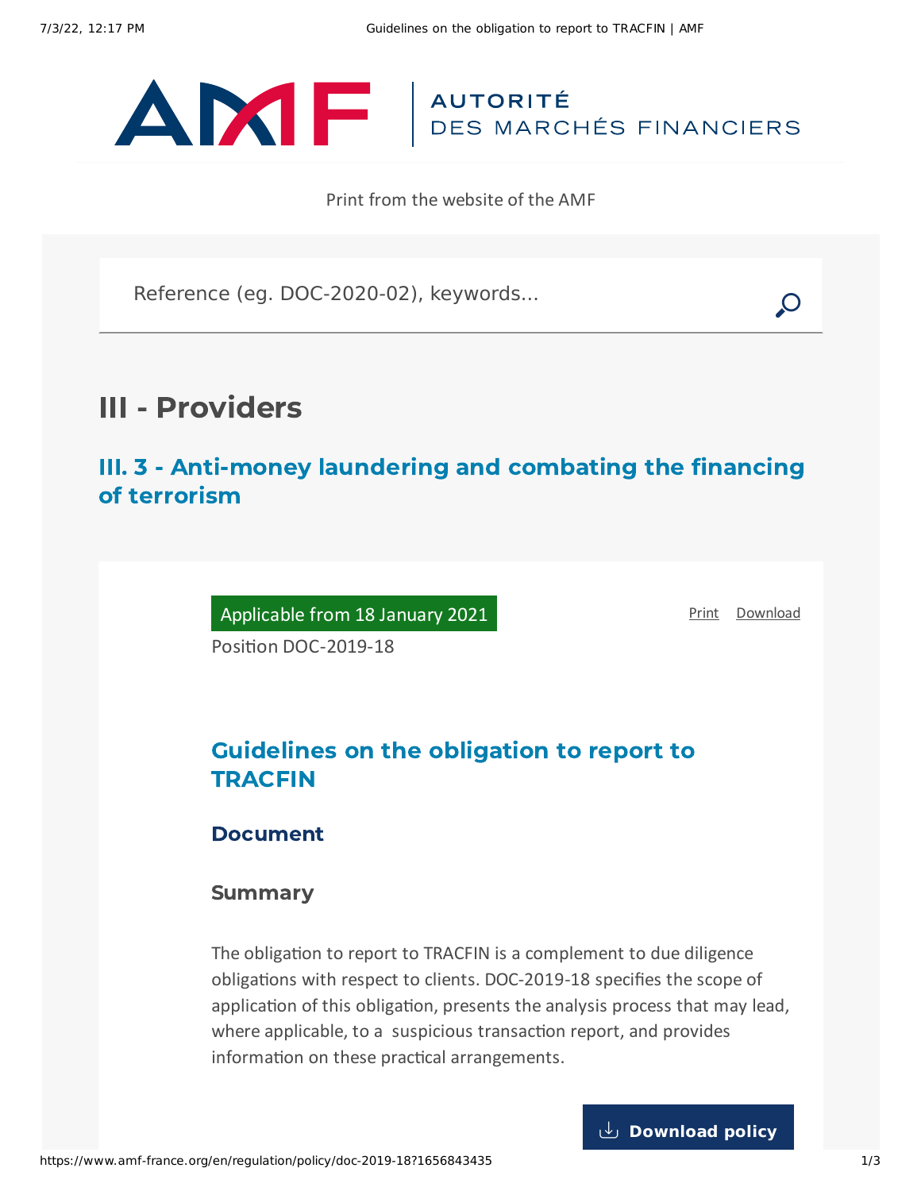AUTORITÉ
DES MARCHÉS FINANCIERS

Print from the website of the AMF

Reference (eg. DOC-2020-02), keywords...

# III - Providers

## III. 3 - Anti-money laundering and combating the financing of terrorism

Applicable from 18 January 2021

Position DOC-2019-18

Print Download

## Guidelines on the obligation to report to TRACFIN

### Document

### Summary

The obligation to report to TRACFIN is a complement to due diligence obligations with respect to clients. DOC-2019-18 specifies the scope of application of this obligation, presents the analysis process that may lead, where applicable, to a suspicious transaction report, and provides information on these practical arrangements.

Download policy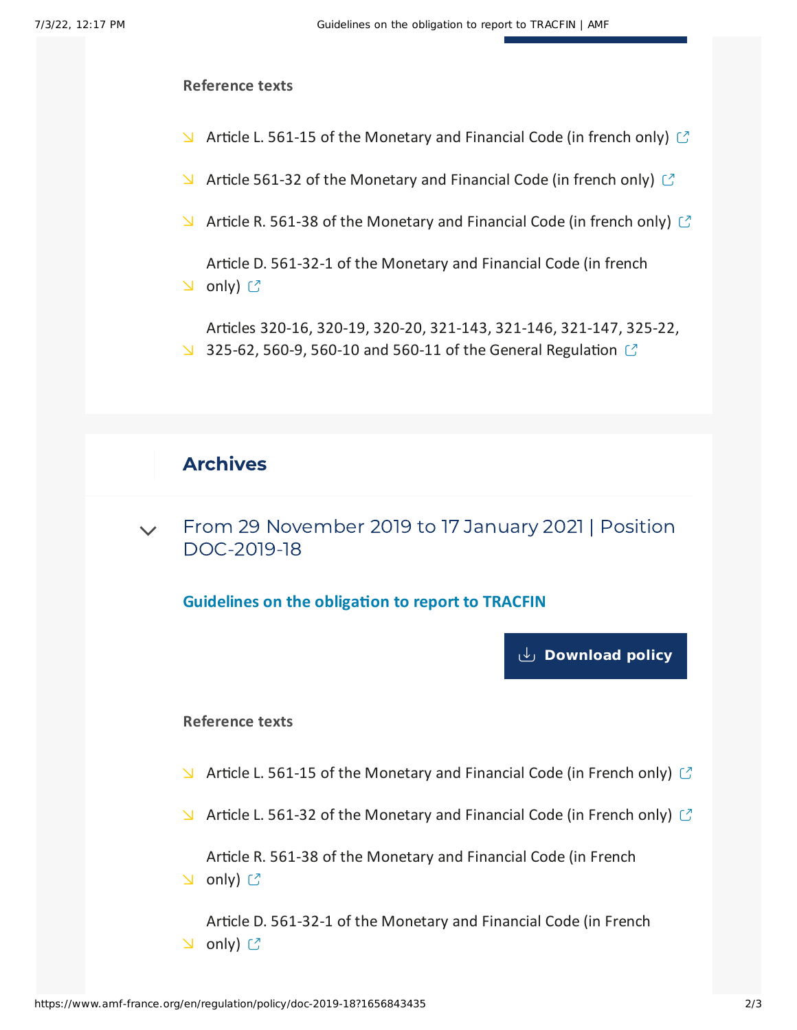**Reference texts**

- Article L. 561-15 of the Monetary and Financial Code (in french only)
- Article 561-32 of the Monetary and Financial Code (in french only)
- Article R. 561-38 of the Monetary and Financial Code (in french only)
- Article D. 561-32-1 of the Monetary and Financial Code (in french only)
- Articles 320-16, 320-19, 320-20, 321-143, 321-146, 321-147, 325-22, 325-62, 560-9, 560-10 and 560-11 of the General Regulation

## Archives

### From 29 November 2019 to 17 January 2021 | Position DOC-2019-18

**Guidelines on the obligation to report to TRACFIN**

Download policy

**Reference texts**

- Article L. 561-15 of the Monetary and Financial Code (in French only)
- Article L. 561-32 of the Monetary and Financial Code (in French only)
- Article R. 561-38 of the Monetary and Financial Code (in French only)
- Article D. 561-32-1 of the Monetary and Financial Code (in French only)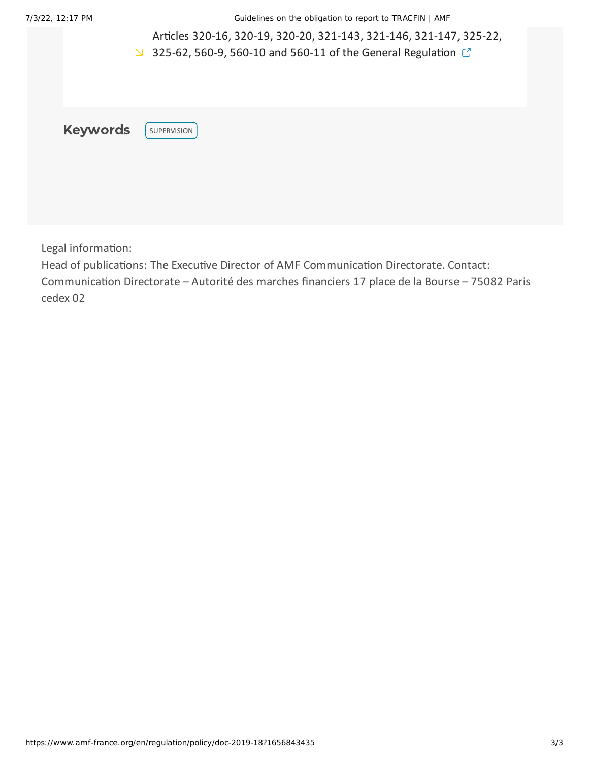Articles 320-16, 320-19, 320-20, 321-143, 321-146, 321-147, 325-22, 325-62, 560-9, 560-10 and 560-11 of the General Regulation

**Keywords** SUPERVISION

Legal information:

Head of publications: The Executive Director of AMF Communication Directorate. Contact: Communication Directorate – Autorité des marches financiers 17 place de la Bourse – 75082 Paris cedex 02